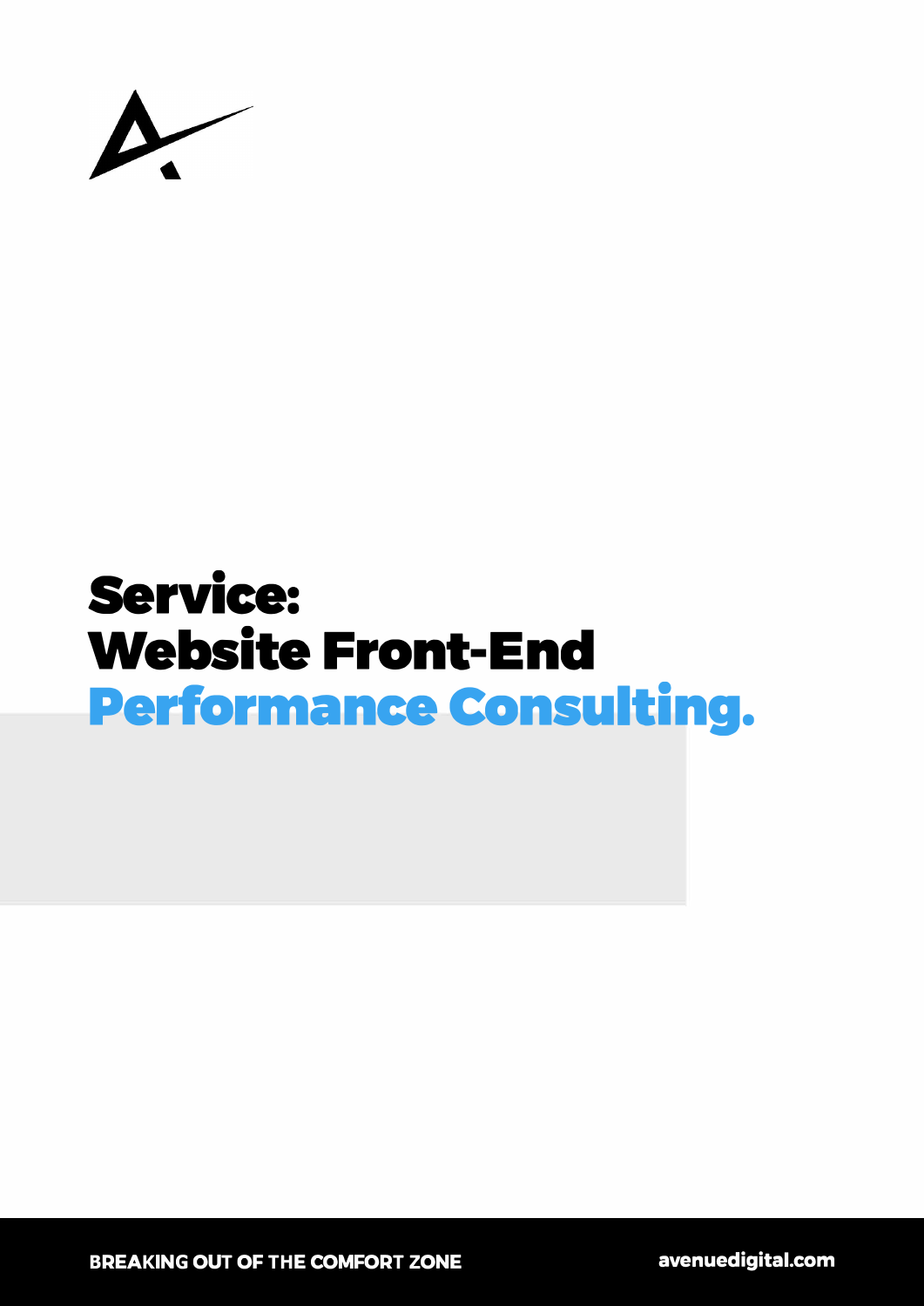# Service: Website Front-End Performance Consulting.

BREAKING OUT OF THE COMFORT ZONE

avenuedigital.com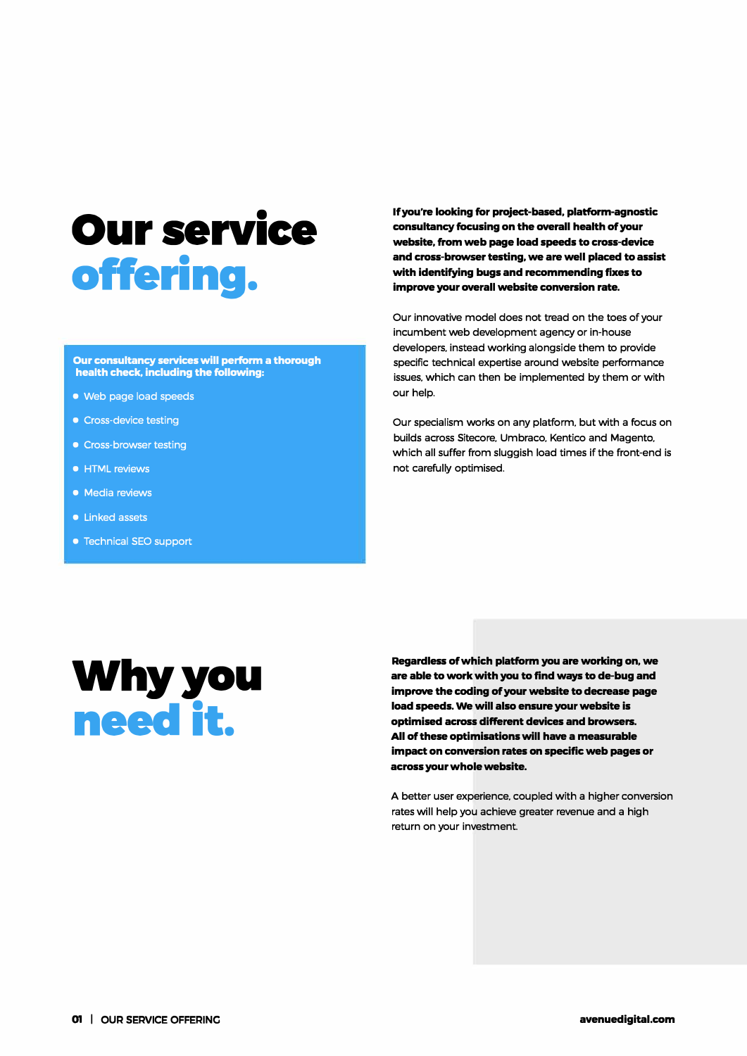# Our service offering.

**If you're looking for project-based, platform-agnostic consultancy focusing on the overall health of your website, from web page load speeds to cross-device and cross-browser testing, we are well placed to assist with identifying bugs and recommending fixes to improve your overall website conversion rate.**

Our innovative model does not tread on the toes of your incumbent web development agency or in-house developers, instead working alongside them to provide specific technical expertise around website performance issues, which can then be implemented by them or with our help.

Our specialism works on any platform, but with a focus on builds across Sitecore, Umbraco, Kentico and Magento, which all suffer from sluggish load times if the front-end is not carefully optimised.

**Our consultancy services will perform a thorough health check, including the following:**

- Web page load speeds
- Cross-device testing
- Cross-browser testing
- HTML reviews
- Media reviews
- Linked assets
- Technical SEO support

# Why you need it.

**Regardless of which platform you are working on, we are able to work with you to find ways to de-bug and improve the coding of your website to decrease page load speeds. We will also ensure your website is optimised across different devices and browsers. All of these optimisations will have a measurable impact on conversion rates on specific web pages or across your whole website.**

A better user experience, coupled with a higher conversion rates will help you achieve greater revenue and a high return on your investment.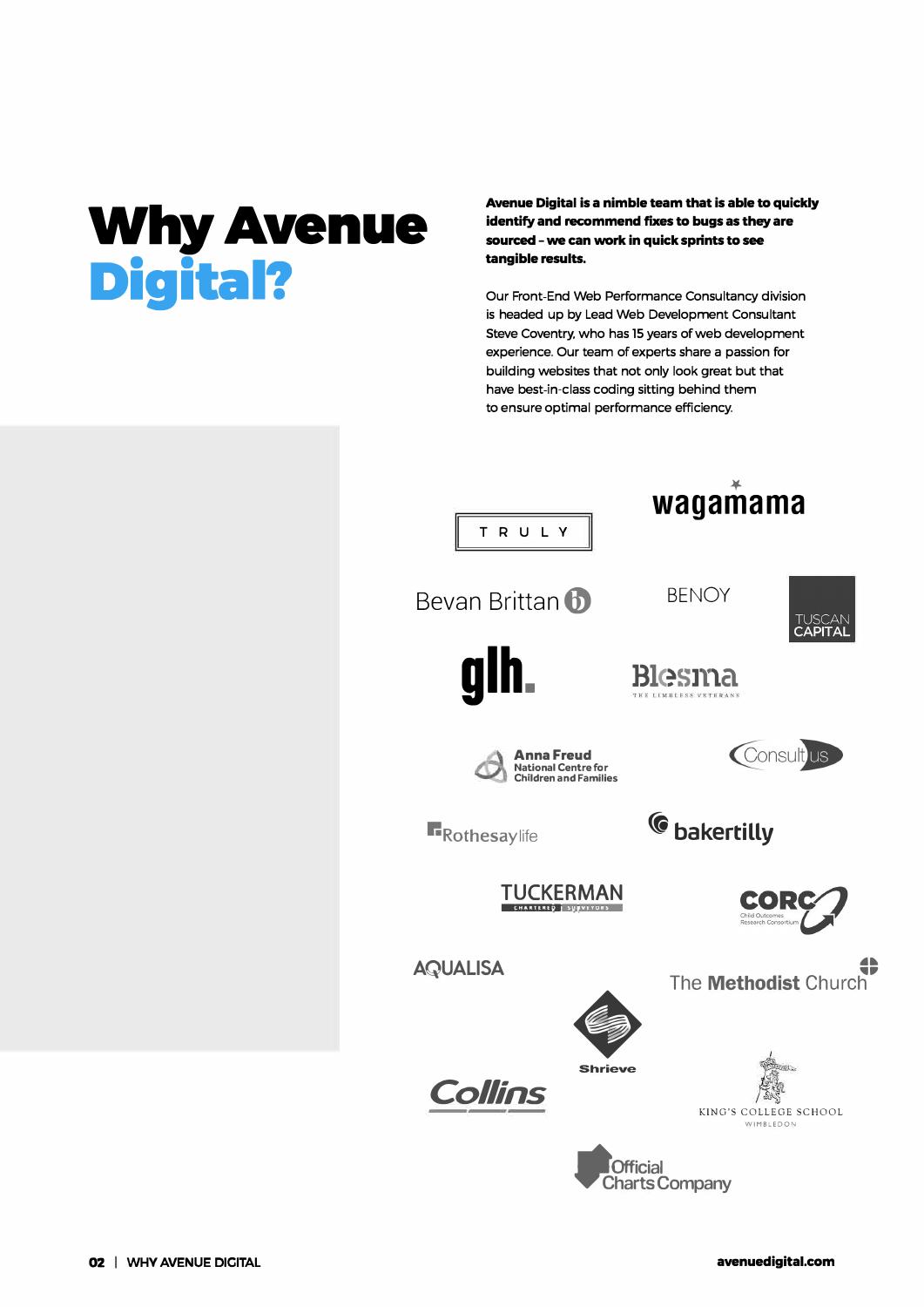# Why Avenue Digital?

**Avenue Digital is a nimble team that is able to quickly identify and recommend fixes to bugs as they are sourced – we can work in quick sprints to see tangible results.**

Our Front-End Web Performance Consultancy division is headed up by Lead Web Development Consultant Steve Coventry, who has 15 years of web development experience. Our team of experts share a passion for building websites that not only look great but that have best-in-class coding sitting behind them to ensure optimal performance efficiency.

TRULY

wagamama

Bevan Brittan

BENOY

TUSCAN CAPITAL

glh.

Blesma THE LIMBLESS VETERANS

Anna Freud National Centre for Children and Families

Consultus

Rothesaylife

bakertilly

TUCKERMAN CHARTERED SURVEYORS

CORC Child Outcomes Research Consortium

AQUALISA

The Methodist Church

Shrieve

Collins

KING'S COLLEGE SCHOOL WIMBLEDON

Official Charts Company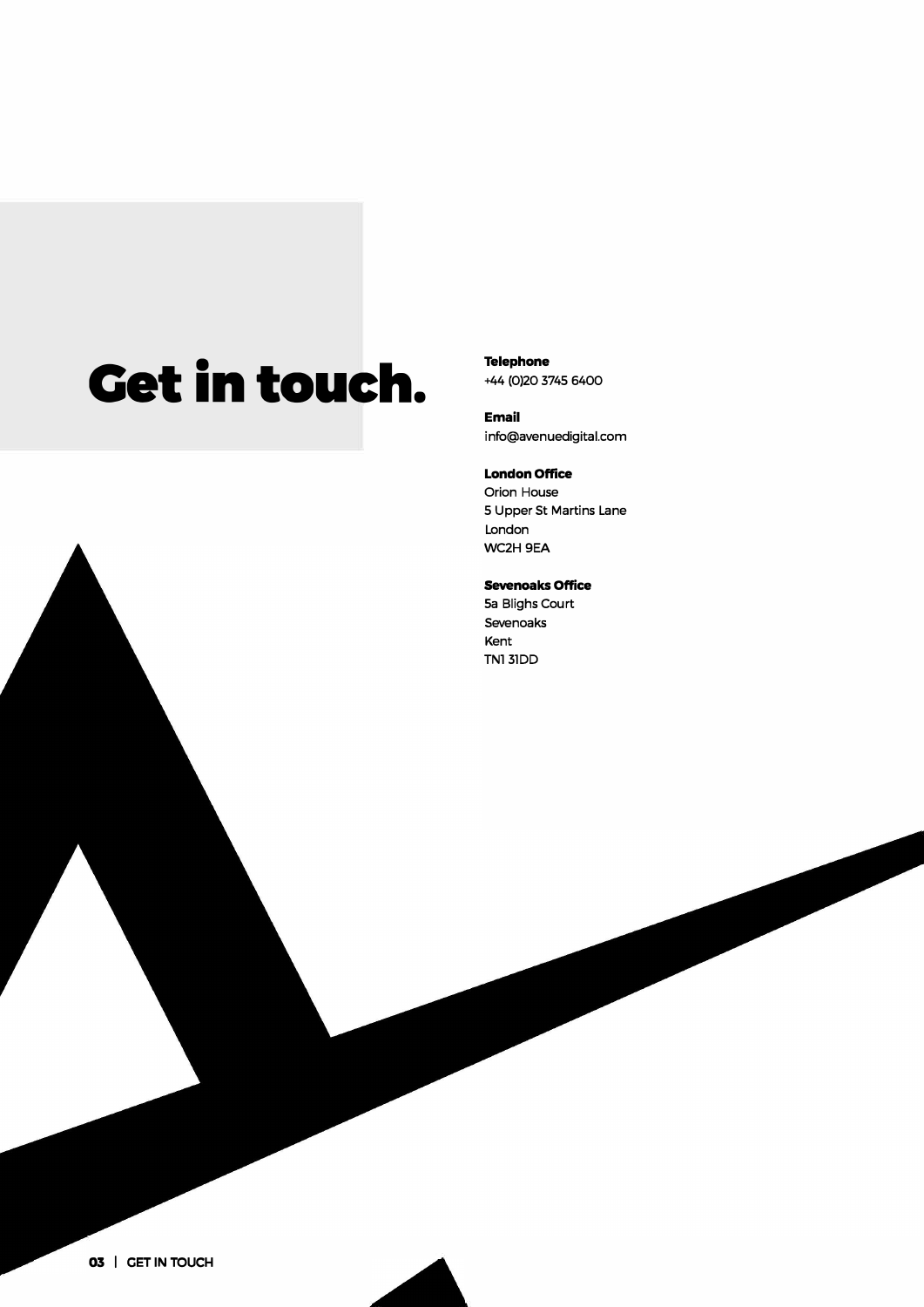# Get in touch.

**Telephone**
+44 (0)20 3745 6400

**Email**
info@avenuedigital.com

**London Office**
Orion House
5 Upper St Martins Lane
London
WC2H 9EA

**Sevenoaks Office**
5a Blighs Court
Sevenoaks
Kent
TN1 31DD